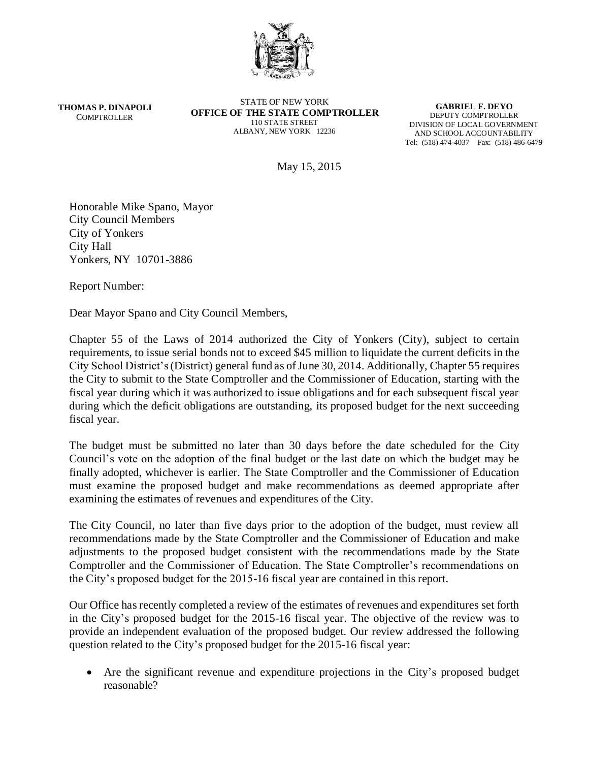**THOMAS P. DINAPOLI**
COMPTROLLER

STATE OF NEW YORK
**OFFICE OF THE STATE COMPTROLLER**
110 STATE STREET
ALBANY, NEW YORK 12236

**GABRIEL F. DEYO**
DEPUTY COMPTROLLER
DIVISION OF LOCAL GOVERNMENT
AND SCHOOL ACCOUNTABILITY
Tel: (518) 474-4037 Fax: (518) 486-6479

May 15, 2015

Honorable Mike Spano, Mayor
City Council Members
City of Yonkers
City Hall
Yonkers, NY 10701-3886

Report Number:

Dear Mayor Spano and City Council Members,

Chapter 55 of the Laws of 2014 authorized the City of Yonkers (City), subject to certain requirements, to issue serial bonds not to exceed $45 million to liquidate the current deficits in the City School District's (District) general fund as of June 30, 2014. Additionally, Chapter 55 requires the City to submit to the State Comptroller and the Commissioner of Education, starting with the fiscal year during which it was authorized to issue obligations and for each subsequent fiscal year during which the deficit obligations are outstanding, its proposed budget for the next succeeding fiscal year.

The budget must be submitted no later than 30 days before the date scheduled for the City Council's vote on the adoption of the final budget or the last date on which the budget may be finally adopted, whichever is earlier. The State Comptroller and the Commissioner of Education must examine the proposed budget and make recommendations as deemed appropriate after examining the estimates of revenues and expenditures of the City.

The City Council, no later than five days prior to the adoption of the budget, must review all recommendations made by the State Comptroller and the Commissioner of Education and make adjustments to the proposed budget consistent with the recommendations made by the State Comptroller and the Commissioner of Education. The State Comptroller's recommendations on the City's proposed budget for the 2015-16 fiscal year are contained in this report.

Our Office has recently completed a review of the estimates of revenues and expenditures set forth in the City's proposed budget for the 2015-16 fiscal year. The objective of the review was to provide an independent evaluation of the proposed budget. Our review addressed the following question related to the City's proposed budget for the 2015-16 fiscal year:

- Are the significant revenue and expenditure projections in the City's proposed budget reasonable?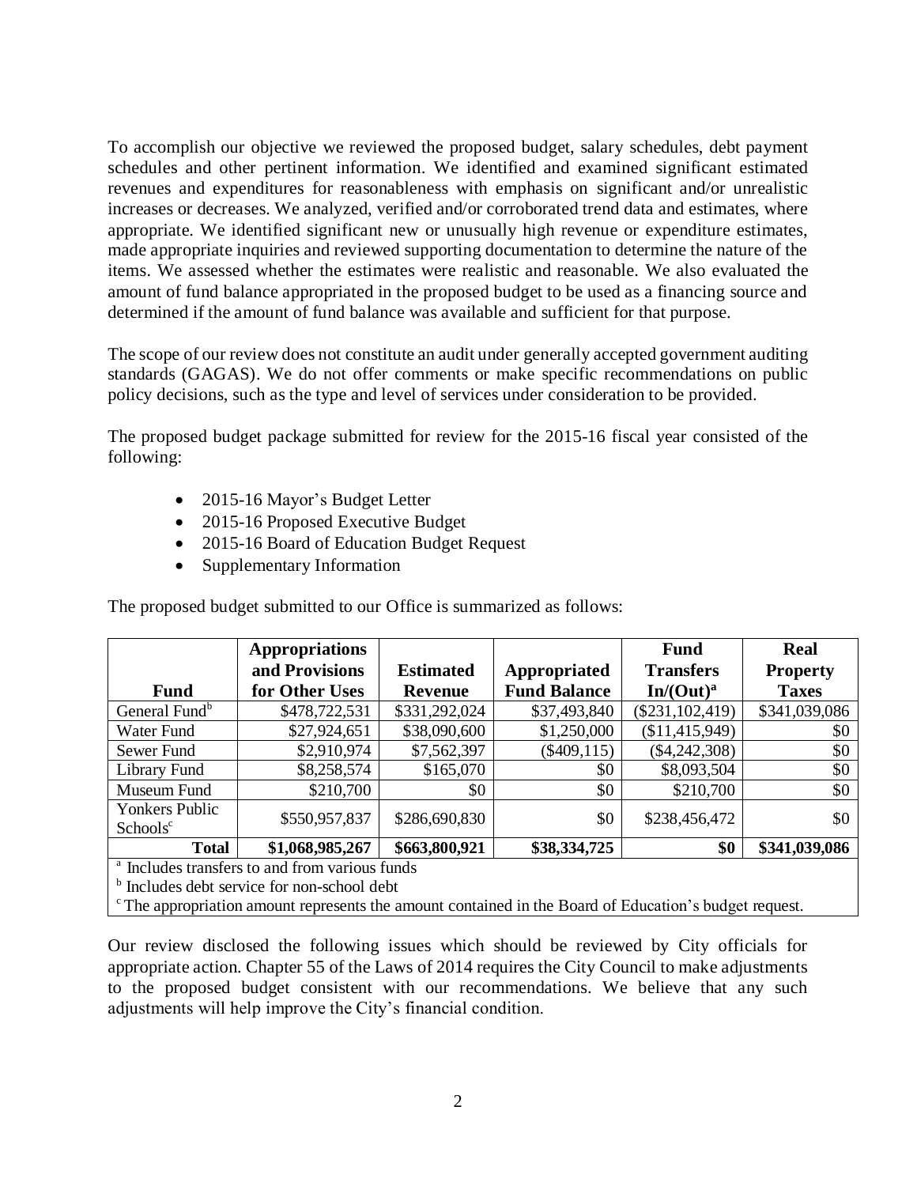To accomplish our objective we reviewed the proposed budget, salary schedules, debt payment schedules and other pertinent information. We identified and examined significant estimated revenues and expenditures for reasonableness with emphasis on significant and/or unrealistic increases or decreases. We analyzed, verified and/or corroborated trend data and estimates, where appropriate. We identified significant new or unusually high revenue or expenditure estimates, made appropriate inquiries and reviewed supporting documentation to determine the nature of the items. We assessed whether the estimates were realistic and reasonable. We also evaluated the amount of fund balance appropriated in the proposed budget to be used as a financing source and determined if the amount of fund balance was available and sufficient for that purpose.

The scope of our review does not constitute an audit under generally accepted government auditing standards (GAGAS). We do not offer comments or make specific recommendations on public policy decisions, such as the type and level of services under consideration to be provided.

The proposed budget package submitted for review for the 2015-16 fiscal year consisted of the following:

- 2015-16 Mayor's Budget Letter
- 2015-16 Proposed Executive Budget
- 2015-16 Board of Education Budget Request
- Supplementary Information

The proposed budget submitted to our Office is summarized as follows:

| Fund | Appropriations and Provisions for Other Uses | Estimated Revenue | Appropriated Fund Balance | Fund Transfers In/(Out)[a] | Real Property Taxes |
|---|---|---|---|---|---|
| General Fund[b] | $478,722,531 | $331,292,024 | $37,493,840 | ($231,102,419) | $341,039,086 |
| Water Fund | $27,924,651 | $38,090,600 | $1,250,000 | ($11,415,949) | $0 |
| Sewer Fund | $2,910,974 | $7,562,397 | ($409,115) | ($4,242,308) | $0 |
| Library Fund | $8,258,574 | $165,070 | $0 | $8,093,504 | $0 |
| Museum Fund | $210,700 | $0 | $0 | $210,700 | $0 |
| Yonkers Public Schools[c] | $550,957,837 | $286,690,830 | $0 | $238,456,472 | $0 |
| **Total** | **$1,068,985,267** | **$663,800,921** | **$38,334,725** | **$0** | **$341,039,086** |

[a] Includes transfers to and from various funds

[b] Includes debt service for non-school debt

[c] The appropriation amount represents the amount contained in the Board of Education's budget request.

Our review disclosed the following issues which should be reviewed by City officials for appropriate action. Chapter 55 of the Laws of 2014 requires the City Council to make adjustments to the proposed budget consistent with our recommendations. We believe that any such adjustments will help improve the City's financial condition.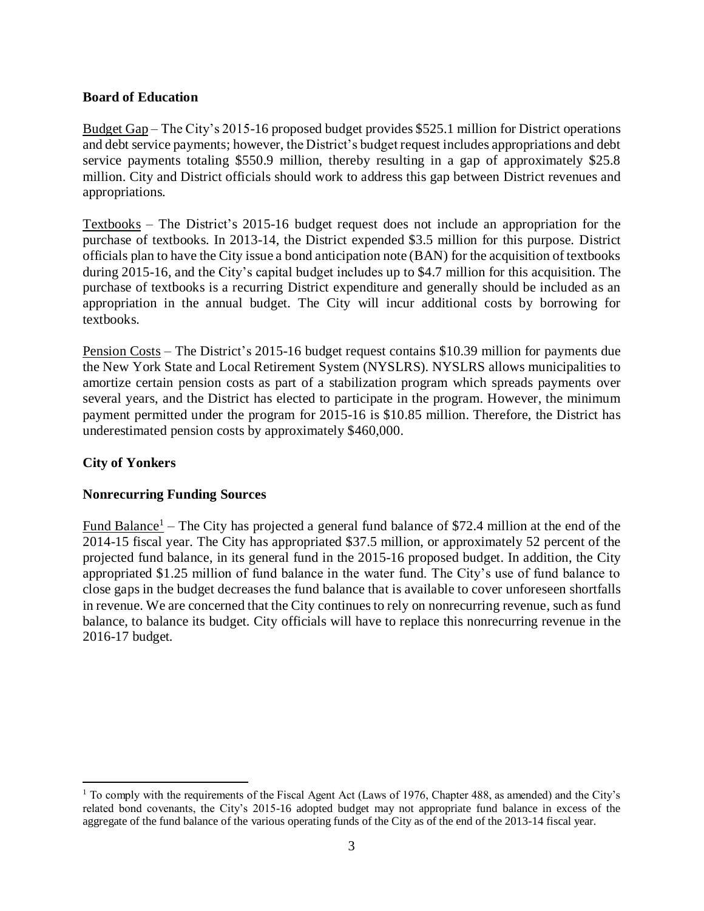**Board of Education**

Budget Gap – The City's 2015-16 proposed budget provides $525.1 million for District operations and debt service payments; however, the District's budget request includes appropriations and debt service payments totaling $550.9 million, thereby resulting in a gap of approximately $25.8 million. City and District officials should work to address this gap between District revenues and appropriations.

Textbooks – The District's 2015-16 budget request does not include an appropriation for the purchase of textbooks. In 2013-14, the District expended $3.5 million for this purpose. District officials plan to have the City issue a bond anticipation note (BAN) for the acquisition of textbooks during 2015-16, and the City's capital budget includes up to $4.7 million for this acquisition. The purchase of textbooks is a recurring District expenditure and generally should be included as an appropriation in the annual budget. The City will incur additional costs by borrowing for textbooks.

Pension Costs – The District's 2015-16 budget request contains $10.39 million for payments due the New York State and Local Retirement System (NYSLRS). NYSLRS allows municipalities to amortize certain pension costs as part of a stabilization program which spreads payments over several years, and the District has elected to participate in the program. However, the minimum payment permitted under the program for 2015-16 is $10.85 million. Therefore, the District has underestimated pension costs by approximately $460,000.

**City of Yonkers**

**Nonrecurring Funding Sources**

Fund Balance[1] – The City has projected a general fund balance of $72.4 million at the end of the 2014-15 fiscal year. The City has appropriated $37.5 million, or approximately 52 percent of the projected fund balance, in its general fund in the 2015-16 proposed budget. In addition, the City appropriated $1.25 million of fund balance in the water fund. The City's use of fund balance to close gaps in the budget decreases the fund balance that is available to cover unforeseen shortfalls in revenue. We are concerned that the City continues to rely on nonrecurring revenue, such as fund balance, to balance its budget. City officials will have to replace this nonrecurring revenue in the 2016-17 budget.

---

[1] To comply with the requirements of the Fiscal Agent Act (Laws of 1976, Chapter 488, as amended) and the City's related bond covenants, the City's 2015-16 adopted budget may not appropriate fund balance in excess of the aggregate of the fund balance of the various operating funds of the City as of the end of the 2013-14 fiscal year.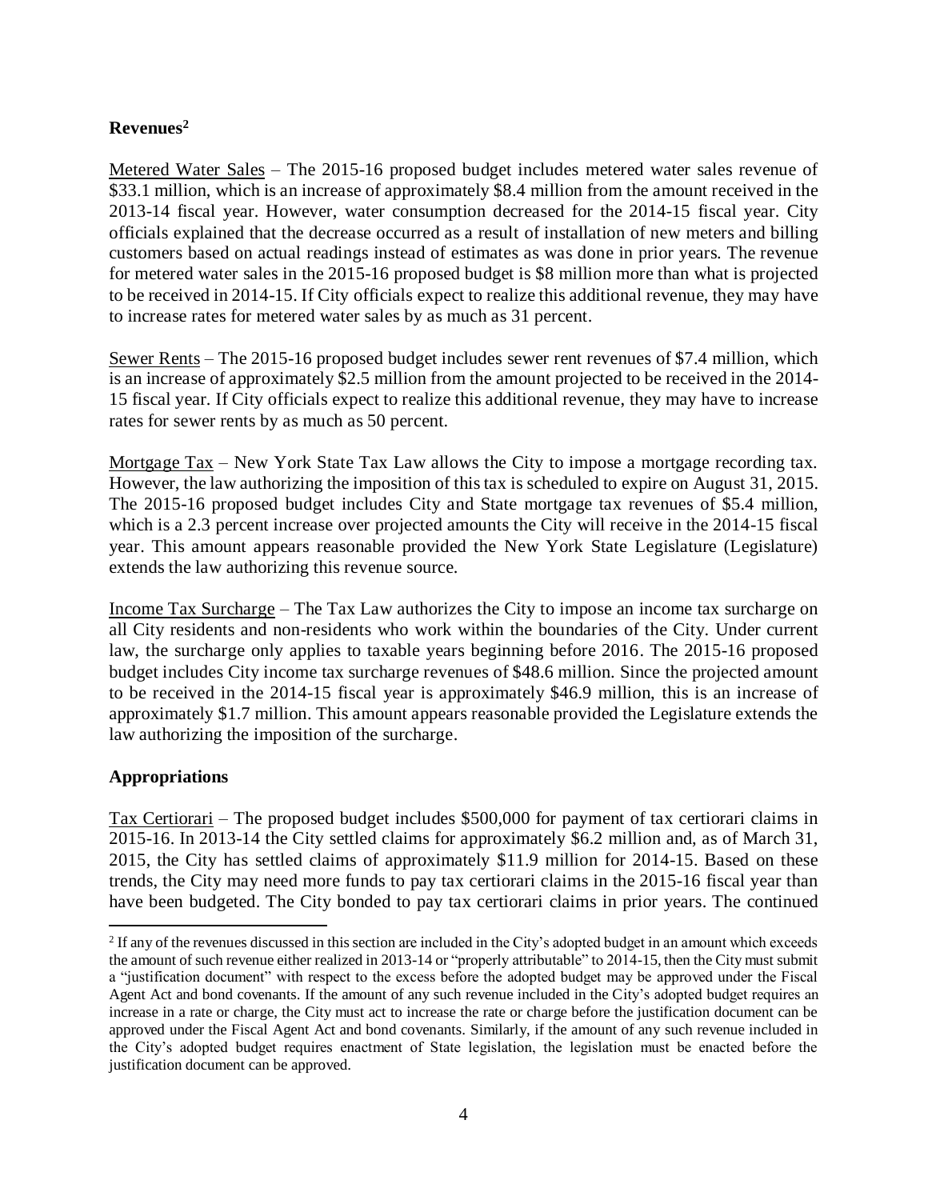**Revenues[2]**

Metered Water Sales – The 2015-16 proposed budget includes metered water sales revenue of \$33.1 million, which is an increase of approximately \$8.4 million from the amount received in the 2013-14 fiscal year. However, water consumption decreased for the 2014-15 fiscal year. City officials explained that the decrease occurred as a result of installation of new meters and billing customers based on actual readings instead of estimates as was done in prior years. The revenue for metered water sales in the 2015-16 proposed budget is \$8 million more than what is projected to be received in 2014-15. If City officials expect to realize this additional revenue, they may have to increase rates for metered water sales by as much as 31 percent.

Sewer Rents – The 2015-16 proposed budget includes sewer rent revenues of \$7.4 million, which is an increase of approximately \$2.5 million from the amount projected to be received in the 2014-15 fiscal year. If City officials expect to realize this additional revenue, they may have to increase rates for sewer rents by as much as 50 percent.

Mortgage Tax – New York State Tax Law allows the City to impose a mortgage recording tax. However, the law authorizing the imposition of this tax is scheduled to expire on August 31, 2015. The 2015-16 proposed budget includes City and State mortgage tax revenues of \$5.4 million, which is a 2.3 percent increase over projected amounts the City will receive in the 2014-15 fiscal year. This amount appears reasonable provided the New York State Legislature (Legislature) extends the law authorizing this revenue source.

Income Tax Surcharge – The Tax Law authorizes the City to impose an income tax surcharge on all City residents and non-residents who work within the boundaries of the City. Under current law, the surcharge only applies to taxable years beginning before 2016. The 2015-16 proposed budget includes City income tax surcharge revenues of \$48.6 million. Since the projected amount to be received in the 2014-15 fiscal year is approximately \$46.9 million, this is an increase of approximately \$1.7 million. This amount appears reasonable provided the Legislature extends the law authorizing the imposition of the surcharge.

**Appropriations**

Tax Certiorari – The proposed budget includes \$500,000 for payment of tax certiorari claims in 2015-16. In 2013-14 the City settled claims for approximately \$6.2 million and, as of March 31, 2015, the City has settled claims of approximately \$11.9 million for 2014-15. Based on these trends, the City may need more funds to pay tax certiorari claims in the 2015-16 fiscal year than have been budgeted. The City bonded to pay tax certiorari claims in prior years. The continued

[2] If any of the revenues discussed in this section are included in the City's adopted budget in an amount which exceeds the amount of such revenue either realized in 2013-14 or "properly attributable" to 2014-15, then the City must submit a "justification document" with respect to the excess before the adopted budget may be approved under the Fiscal Agent Act and bond covenants. If the amount of any such revenue included in the City's adopted budget requires an increase in a rate or charge, the City must act to increase the rate or charge before the justification document can be approved under the Fiscal Agent Act and bond covenants. Similarly, if the amount of any such revenue included in the City's adopted budget requires enactment of State legislation, the legislation must be enacted before the justification document can be approved.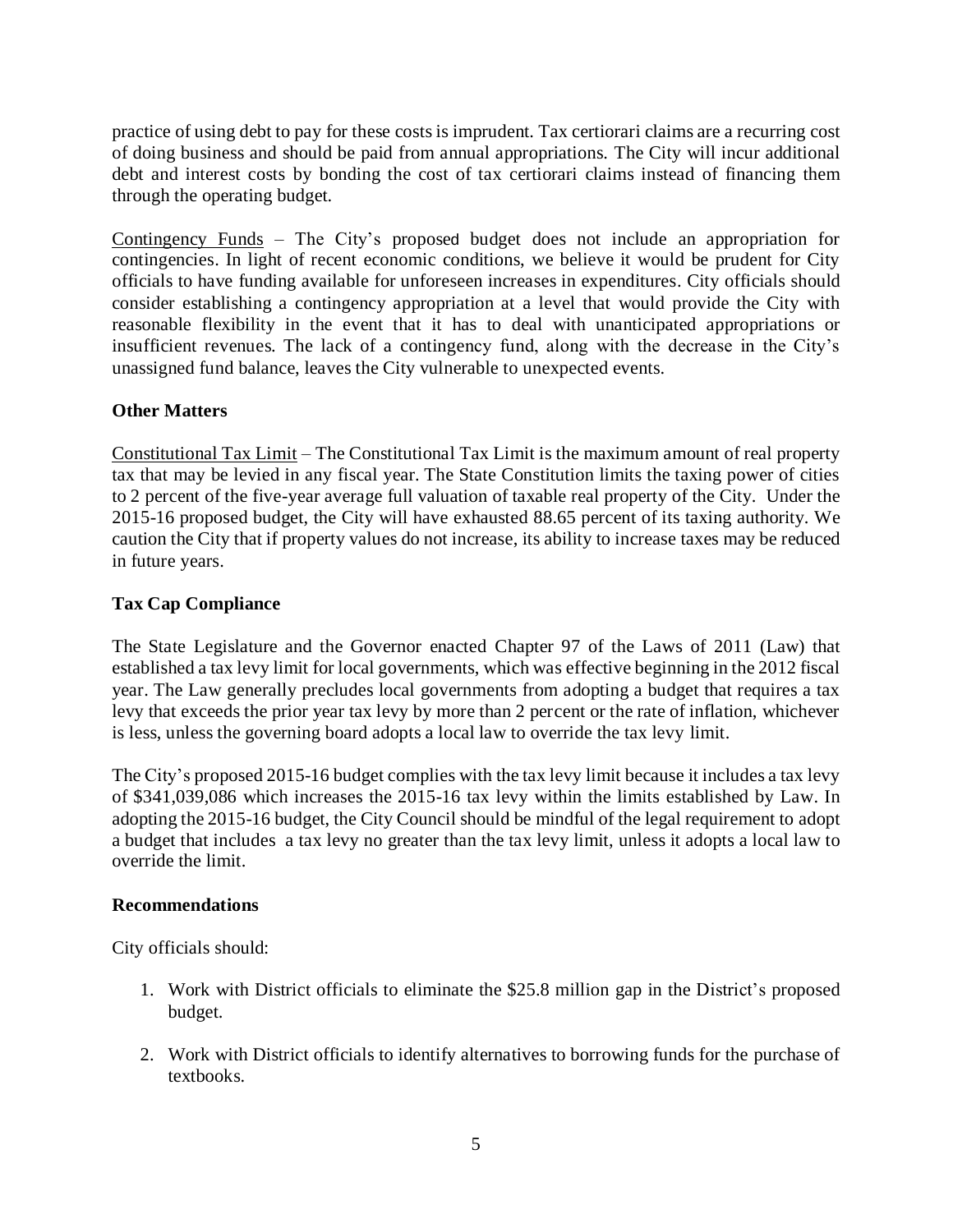practice of using debt to pay for these costs is imprudent. Tax certiorari claims are a recurring cost of doing business and should be paid from annual appropriations. The City will incur additional debt and interest costs by bonding the cost of tax certiorari claims instead of financing them through the operating budget.

Contingency Funds – The City's proposed budget does not include an appropriation for contingencies. In light of recent economic conditions, we believe it would be prudent for City officials to have funding available for unforeseen increases in expenditures. City officials should consider establishing a contingency appropriation at a level that would provide the City with reasonable flexibility in the event that it has to deal with unanticipated appropriations or insufficient revenues. The lack of a contingency fund, along with the decrease in the City's unassigned fund balance, leaves the City vulnerable to unexpected events.

**Other Matters**

Constitutional Tax Limit – The Constitutional Tax Limit is the maximum amount of real property tax that may be levied in any fiscal year. The State Constitution limits the taxing power of cities to 2 percent of the five-year average full valuation of taxable real property of the City. Under the 2015-16 proposed budget, the City will have exhausted 88.65 percent of its taxing authority. We caution the City that if property values do not increase, its ability to increase taxes may be reduced in future years.

**Tax Cap Compliance**

The State Legislature and the Governor enacted Chapter 97 of the Laws of 2011 (Law) that established a tax levy limit for local governments, which was effective beginning in the 2012 fiscal year. The Law generally precludes local governments from adopting a budget that requires a tax levy that exceeds the prior year tax levy by more than 2 percent or the rate of inflation, whichever is less, unless the governing board adopts a local law to override the tax levy limit.

The City's proposed 2015-16 budget complies with the tax levy limit because it includes a tax levy of $341,039,086 which increases the 2015-16 tax levy within the limits established by Law. In adopting the 2015-16 budget, the City Council should be mindful of the legal requirement to adopt a budget that includes a tax levy no greater than the tax levy limit, unless it adopts a local law to override the limit.

**Recommendations**

City officials should:

1. Work with District officials to eliminate the $25.8 million gap in the District's proposed budget.

2. Work with District officials to identify alternatives to borrowing funds for the purchase of textbooks.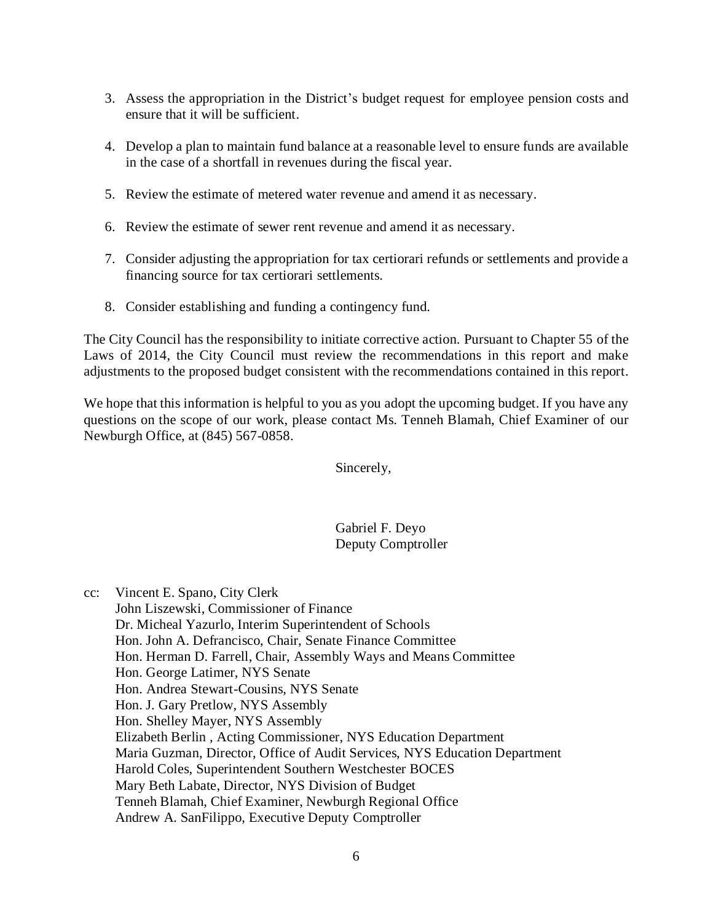3. Assess the appropriation in the District's budget request for employee pension costs and ensure that it will be sufficient.

4. Develop a plan to maintain fund balance at a reasonable level to ensure funds are available in the case of a shortfall in revenues during the fiscal year.

5. Review the estimate of metered water revenue and amend it as necessary.

6. Review the estimate of sewer rent revenue and amend it as necessary.

7. Consider adjusting the appropriation for tax certiorari refunds or settlements and provide a financing source for tax certiorari settlements.

8. Consider establishing and funding a contingency fund.

The City Council has the responsibility to initiate corrective action. Pursuant to Chapter 55 of the Laws of 2014, the City Council must review the recommendations in this report and make adjustments to the proposed budget consistent with the recommendations contained in this report.

We hope that this information is helpful to you as you adopt the upcoming budget. If you have any questions on the scope of our work, please contact Ms. Tenneh Blamah, Chief Examiner of our Newburgh Office, at (845) 567-0858.

Sincerely,

Gabriel F. Deyo
Deputy Comptroller

cc: Vincent E. Spano, City Clerk
John Liszewski, Commissioner of Finance
Dr. Micheal Yazurlo, Interim Superintendent of Schools
Hon. John A. Defrancisco, Chair, Senate Finance Committee
Hon. Herman D. Farrell, Chair, Assembly Ways and Means Committee
Hon. George Latimer, NYS Senate
Hon. Andrea Stewart-Cousins, NYS Senate
Hon. J. Gary Pretlow, NYS Assembly
Hon. Shelley Mayer, NYS Assembly
Elizabeth Berlin , Acting Commissioner, NYS Education Department
Maria Guzman, Director, Office of Audit Services, NYS Education Department
Harold Coles, Superintendent Southern Westchester BOCES
Mary Beth Labate, Director, NYS Division of Budget
Tenneh Blamah, Chief Examiner, Newburgh Regional Office
Andrew A. SanFilippo, Executive Deputy Comptroller